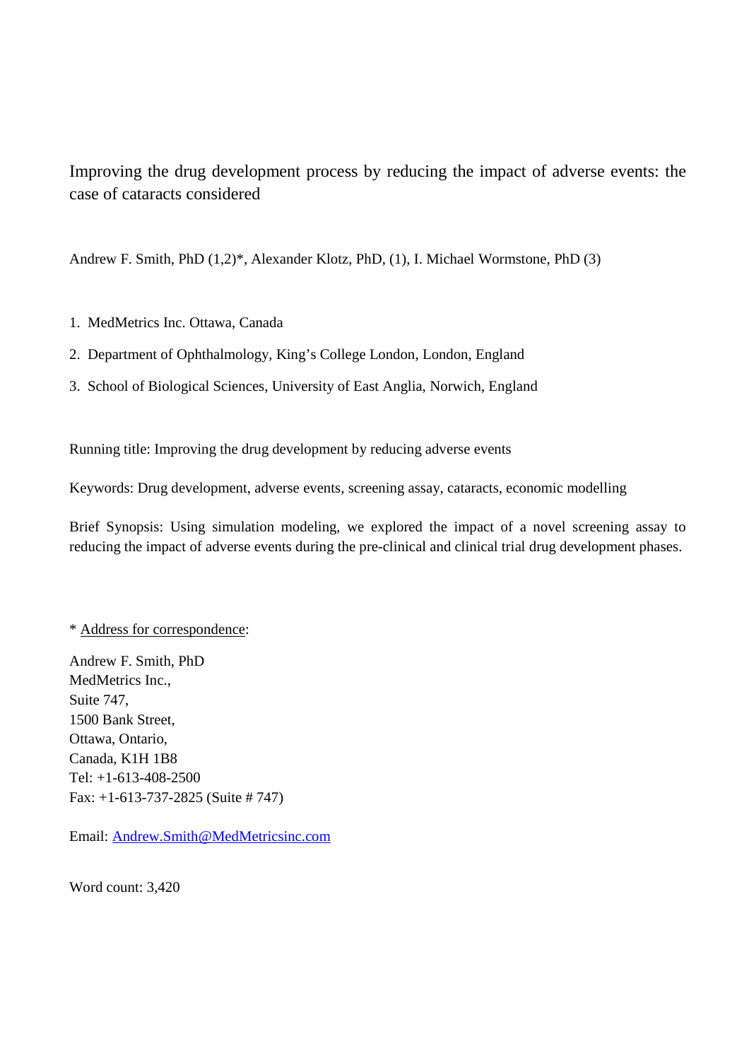# Improving the drug development process by reducing the impact of adverse events: the case of cataracts considered

Andrew F. Smith, PhD (1,2)*, Alexander Klotz, PhD, (1), I. Michael Wormstone, PhD (3)

1. MedMetrics Inc. Ottawa, Canada
2. Department of Ophthalmology, King's College London, London, England
3. School of Biological Sciences, University of East Anglia, Norwich, England

Running title: Improving the drug development by reducing adverse events

Keywords: Drug development, adverse events, screening assay, cataracts, economic modelling

Brief Synopsis: Using simulation modeling, we explored the impact of a novel screening assay to reducing the impact of adverse events during the pre-clinical and clinical trial drug development phases.

* Address for correspondence:

Andrew F. Smith, PhD
MedMetrics Inc.,
Suite 747,
1500 Bank Street,
Ottawa, Ontario,
Canada, K1H 1B8
Tel: +1-613-408-2500
Fax: +1-613-737-2825 (Suite # 747)

Email: Andrew.Smith@MedMetricsinc.com

Word count: 3,420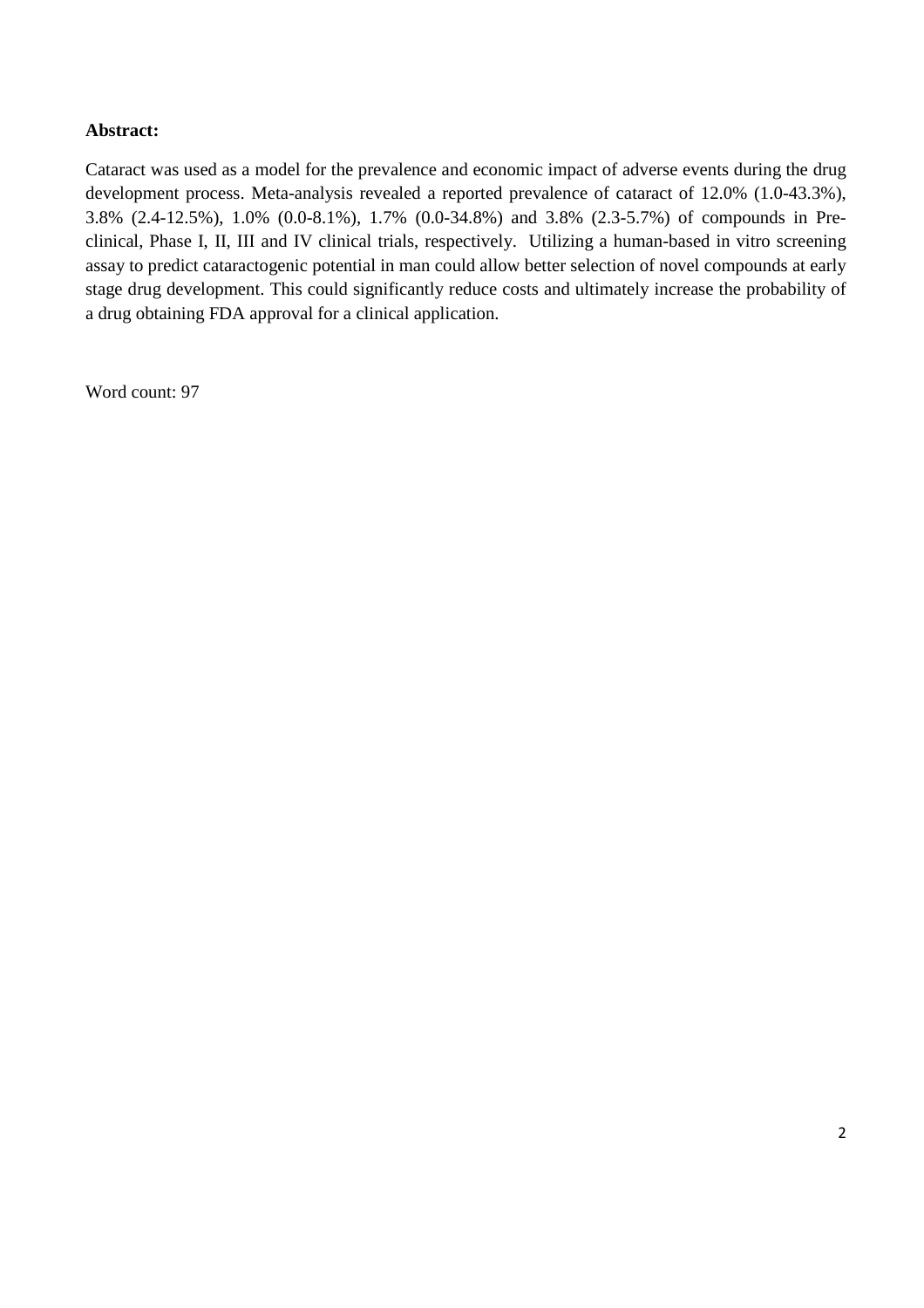**Abstract:**

Cataract was used as a model for the prevalence and economic impact of adverse events during the drug development process. Meta-analysis revealed a reported prevalence of cataract of 12.0% (1.0-43.3%), 3.8% (2.4-12.5%), 1.0% (0.0-8.1%), 1.7% (0.0-34.8%) and 3.8% (2.3-5.7%) of compounds in Pre-clinical, Phase I, II, III and IV clinical trials, respectively. Utilizing a human-based in vitro screening assay to predict cataractogenic potential in man could allow better selection of novel compounds at early stage drug development. This could significantly reduce costs and ultimately increase the probability of a drug obtaining FDA approval for a clinical application.

Word count: 97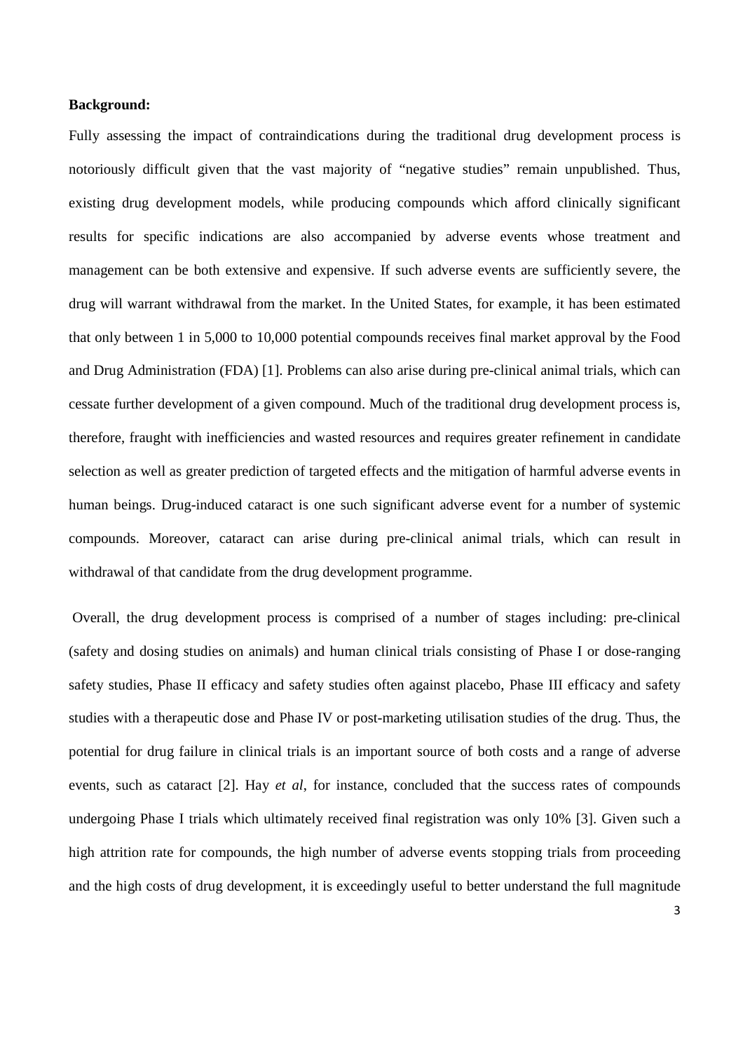**Background:**

Fully assessing the impact of contraindications during the traditional drug development process is notoriously difficult given that the vast majority of "negative studies" remain unpublished. Thus, existing drug development models, while producing compounds which afford clinically significant results for specific indications are also accompanied by adverse events whose treatment and management can be both extensive and expensive. If such adverse events are sufficiently severe, the drug will warrant withdrawal from the market. In the United States, for example, it has been estimated that only between 1 in 5,000 to 10,000 potential compounds receives final market approval by the Food and Drug Administration (FDA) [1]. Problems can also arise during pre-clinical animal trials, which can cessate further development of a given compound. Much of the traditional drug development process is, therefore, fraught with inefficiencies and wasted resources and requires greater refinement in candidate selection as well as greater prediction of targeted effects and the mitigation of harmful adverse events in human beings. Drug-induced cataract is one such significant adverse event for a number of systemic compounds. Moreover, cataract can arise during pre-clinical animal trials, which can result in withdrawal of that candidate from the drug development programme.

Overall, the drug development process is comprised of a number of stages including: pre-clinical (safety and dosing studies on animals) and human clinical trials consisting of Phase I or dose-ranging safety studies, Phase II efficacy and safety studies often against placebo, Phase III efficacy and safety studies with a therapeutic dose and Phase IV or post-marketing utilisation studies of the drug. Thus, the potential for drug failure in clinical trials is an important source of both costs and a range of adverse events, such as cataract [2]. Hay *et al*, for instance, concluded that the success rates of compounds undergoing Phase I trials which ultimately received final registration was only 10% [3]. Given such a high attrition rate for compounds, the high number of adverse events stopping trials from proceeding and the high costs of drug development, it is exceedingly useful to better understand the full magnitude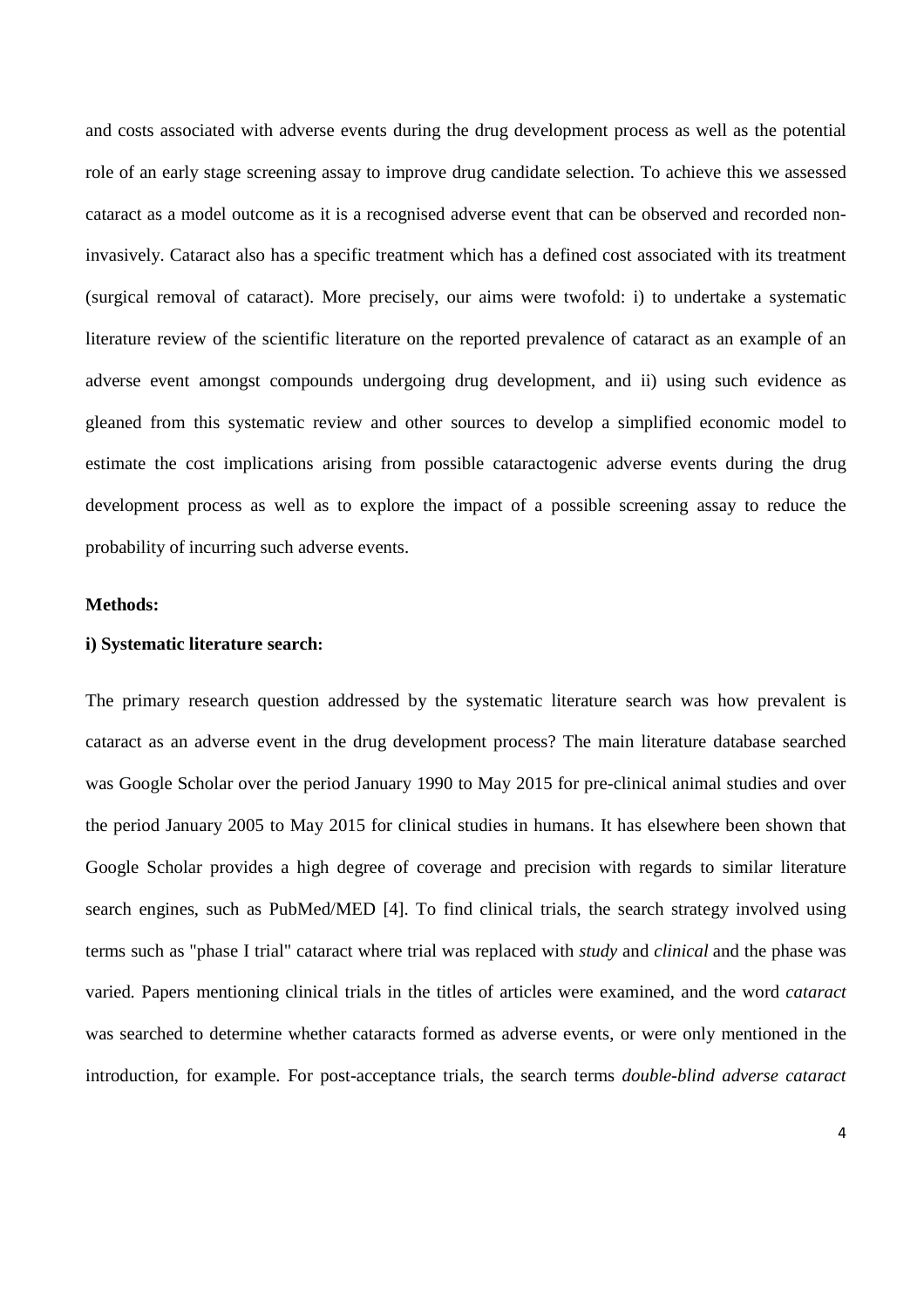and costs associated with adverse events during the drug development process as well as the potential role of an early stage screening assay to improve drug candidate selection. To achieve this we assessed cataract as a model outcome as it is a recognised adverse event that can be observed and recorded non-invasively. Cataract also has a specific treatment which has a defined cost associated with its treatment (surgical removal of cataract). More precisely, our aims were twofold: i) to undertake a systematic literature review of the scientific literature on the reported prevalence of cataract as an example of an adverse event amongst compounds undergoing drug development, and ii) using such evidence as gleaned from this systematic review and other sources to develop a simplified economic model to estimate the cost implications arising from possible cataractogenic adverse events during the drug development process as well as to explore the impact of a possible screening assay to reduce the probability of incurring such adverse events.

**Methods:**

**i) Systematic literature search:**

The primary research question addressed by the systematic literature search was how prevalent is cataract as an adverse event in the drug development process? The main literature database searched was Google Scholar over the period January 1990 to May 2015 for pre-clinical animal studies and over the period January 2005 to May 2015 for clinical studies in humans. It has elsewhere been shown that Google Scholar provides a high degree of coverage and precision with regards to similar literature search engines, such as PubMed/MED [4]. To find clinical trials, the search strategy involved using terms such as "phase I trial" cataract where trial was replaced with *study* and *clinical* and the phase was varied. Papers mentioning clinical trials in the titles of articles were examined, and the word *cataract* was searched to determine whether cataracts formed as adverse events, or were only mentioned in the introduction, for example. For post-acceptance trials, the search terms *double-blind adverse cataract*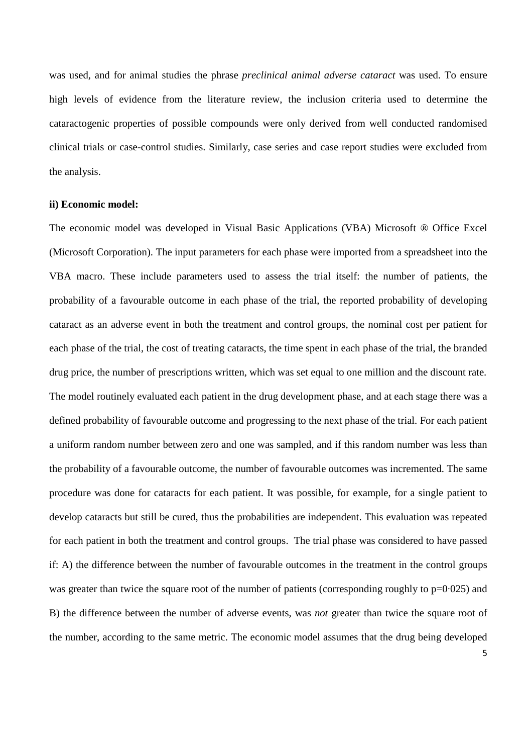was used, and for animal studies the phrase *preclinical animal adverse cataract* was used. To ensure high levels of evidence from the literature review, the inclusion criteria used to determine the cataractogenic properties of possible compounds were only derived from well conducted randomised clinical trials or case-control studies. Similarly, case series and case report studies were excluded from the analysis.

**ii) Economic model:**

The economic model was developed in Visual Basic Applications (VBA) Microsoft ® Office Excel (Microsoft Corporation). The input parameters for each phase were imported from a spreadsheet into the VBA macro. These include parameters used to assess the trial itself: the number of patients, the probability of a favourable outcome in each phase of the trial, the reported probability of developing cataract as an adverse event in both the treatment and control groups, the nominal cost per patient for each phase of the trial, the cost of treating cataracts, the time spent in each phase of the trial, the branded drug price, the number of prescriptions written, which was set equal to one million and the discount rate. The model routinely evaluated each patient in the drug development phase, and at each stage there was a defined probability of favourable outcome and progressing to the next phase of the trial. For each patient a uniform random number between zero and one was sampled, and if this random number was less than the probability of a favourable outcome, the number of favourable outcomes was incremented. The same procedure was done for cataracts for each patient. It was possible, for example, for a single patient to develop cataracts but still be cured, thus the probabilities are independent. This evaluation was repeated for each patient in both the treatment and control groups. The trial phase was considered to have passed if: A) the difference between the number of favourable outcomes in the treatment in the control groups was greater than twice the square root of the number of patients (corresponding roughly to $p=0{\cdot}025$) and B) the difference between the number of adverse events, was *not* greater than twice the square root of the number, according to the same metric. The economic model assumes that the drug being developed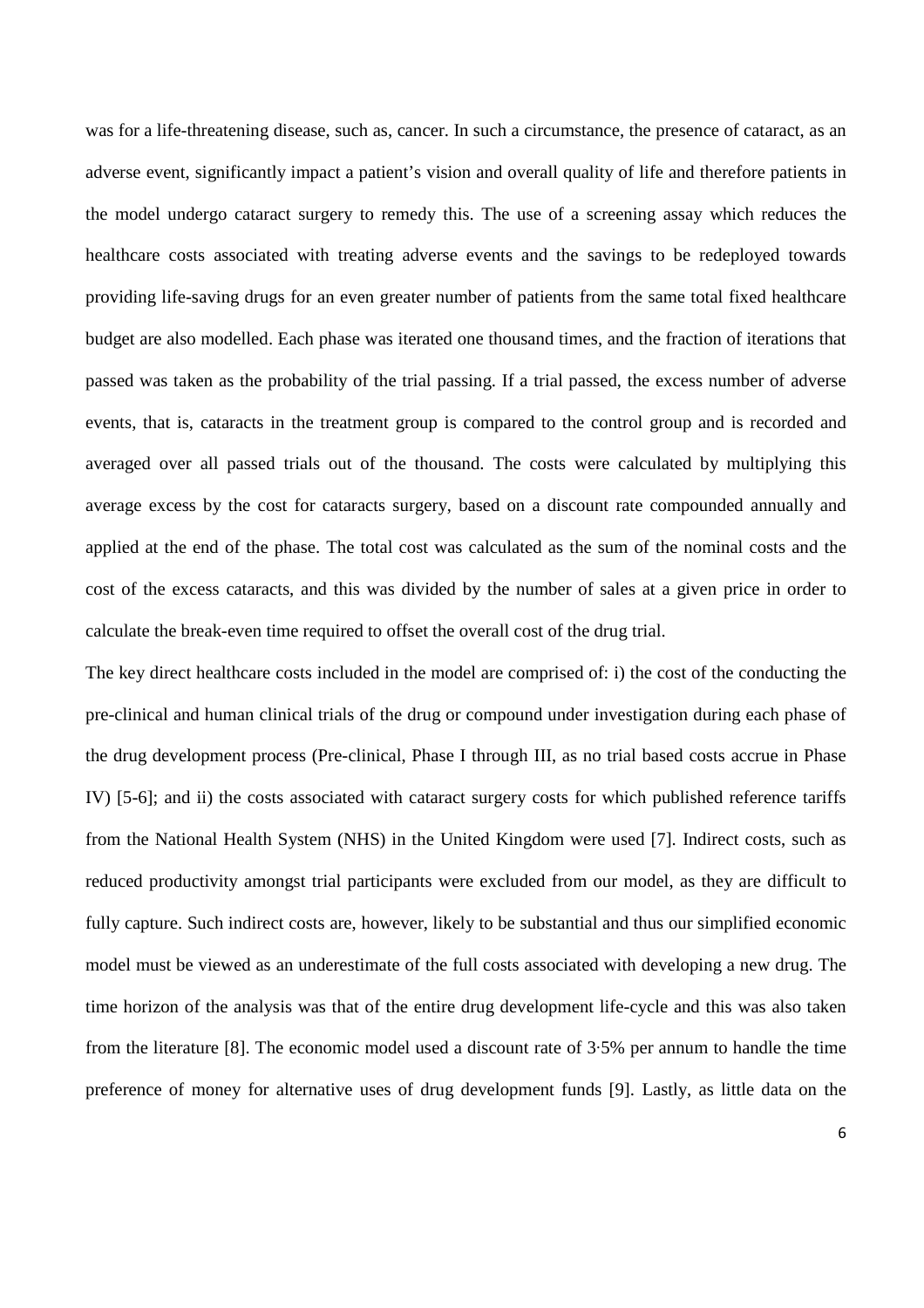was for a life-threatening disease, such as, cancer. In such a circumstance, the presence of cataract, as an adverse event, significantly impact a patient's vision and overall quality of life and therefore patients in the model undergo cataract surgery to remedy this. The use of a screening assay which reduces the healthcare costs associated with treating adverse events and the savings to be redeployed towards providing life-saving drugs for an even greater number of patients from the same total fixed healthcare budget are also modelled. Each phase was iterated one thousand times, and the fraction of iterations that passed was taken as the probability of the trial passing. If a trial passed, the excess number of adverse events, that is, cataracts in the treatment group is compared to the control group and is recorded and averaged over all passed trials out of the thousand. The costs were calculated by multiplying this average excess by the cost for cataracts surgery, based on a discount rate compounded annually and applied at the end of the phase. The total cost was calculated as the sum of the nominal costs and the cost of the excess cataracts, and this was divided by the number of sales at a given price in order to calculate the break-even time required to offset the overall cost of the drug trial.

The key direct healthcare costs included in the model are comprised of: i) the cost of the conducting the pre-clinical and human clinical trials of the drug or compound under investigation during each phase of the drug development process (Pre-clinical, Phase I through III, as no trial based costs accrue in Phase IV) [5-6]; and ii) the costs associated with cataract surgery costs for which published reference tariffs from the National Health System (NHS) in the United Kingdom were used [7]. Indirect costs, such as reduced productivity amongst trial participants were excluded from our model, as they are difficult to fully capture. Such indirect costs are, however, likely to be substantial and thus our simplified economic model must be viewed as an underestimate of the full costs associated with developing a new drug. The time horizon of the analysis was that of the entire drug development life-cycle and this was also taken from the literature [8]. The economic model used a discount rate of 3·5% per annum to handle the time preference of money for alternative uses of drug development funds [9]. Lastly, as little data on the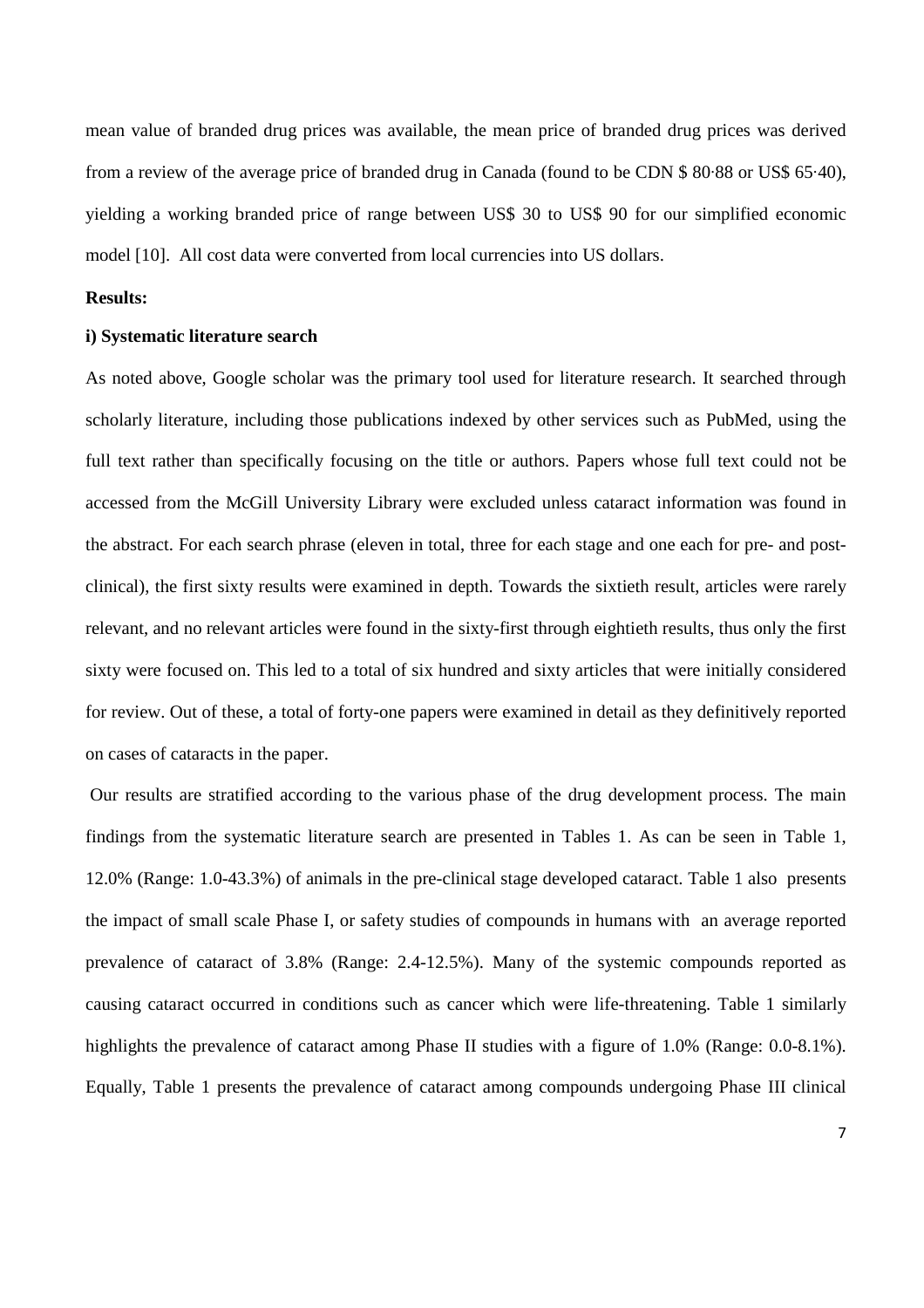mean value of branded drug prices was available, the mean price of branded drug prices was derived from a review of the average price of branded drug in Canada (found to be CDN \$ 80·88 or US\$ 65·40), yielding a working branded price of range between US\$ 30 to US\$ 90 for our simplified economic model [10]. All cost data were converted from local currencies into US dollars.

**Results:**

**i) Systematic literature search**

As noted above, Google scholar was the primary tool used for literature research. It searched through scholarly literature, including those publications indexed by other services such as PubMed, using the full text rather than specifically focusing on the title or authors. Papers whose full text could not be accessed from the McGill University Library were excluded unless cataract information was found in the abstract. For each search phrase (eleven in total, three for each stage and one each for pre- and post-clinical), the first sixty results were examined in depth. Towards the sixtieth result, articles were rarely relevant, and no relevant articles were found in the sixty-first through eightieth results, thus only the first sixty were focused on. This led to a total of six hundred and sixty articles that were initially considered for review. Out of these, a total of forty-one papers were examined in detail as they definitively reported on cases of cataracts in the paper.

Our results are stratified according to the various phase of the drug development process. The main findings from the systematic literature search are presented in Tables 1. As can be seen in Table 1, 12.0% (Range: 1.0-43.3%) of animals in the pre-clinical stage developed cataract. Table 1 also presents the impact of small scale Phase I, or safety studies of compounds in humans with an average reported prevalence of cataract of 3.8% (Range: 2.4-12.5%). Many of the systemic compounds reported as causing cataract occurred in conditions such as cancer which were life-threatening. Table 1 similarly highlights the prevalence of cataract among Phase II studies with a figure of 1.0% (Range: 0.0-8.1%). Equally, Table 1 presents the prevalence of cataract among compounds undergoing Phase III clinical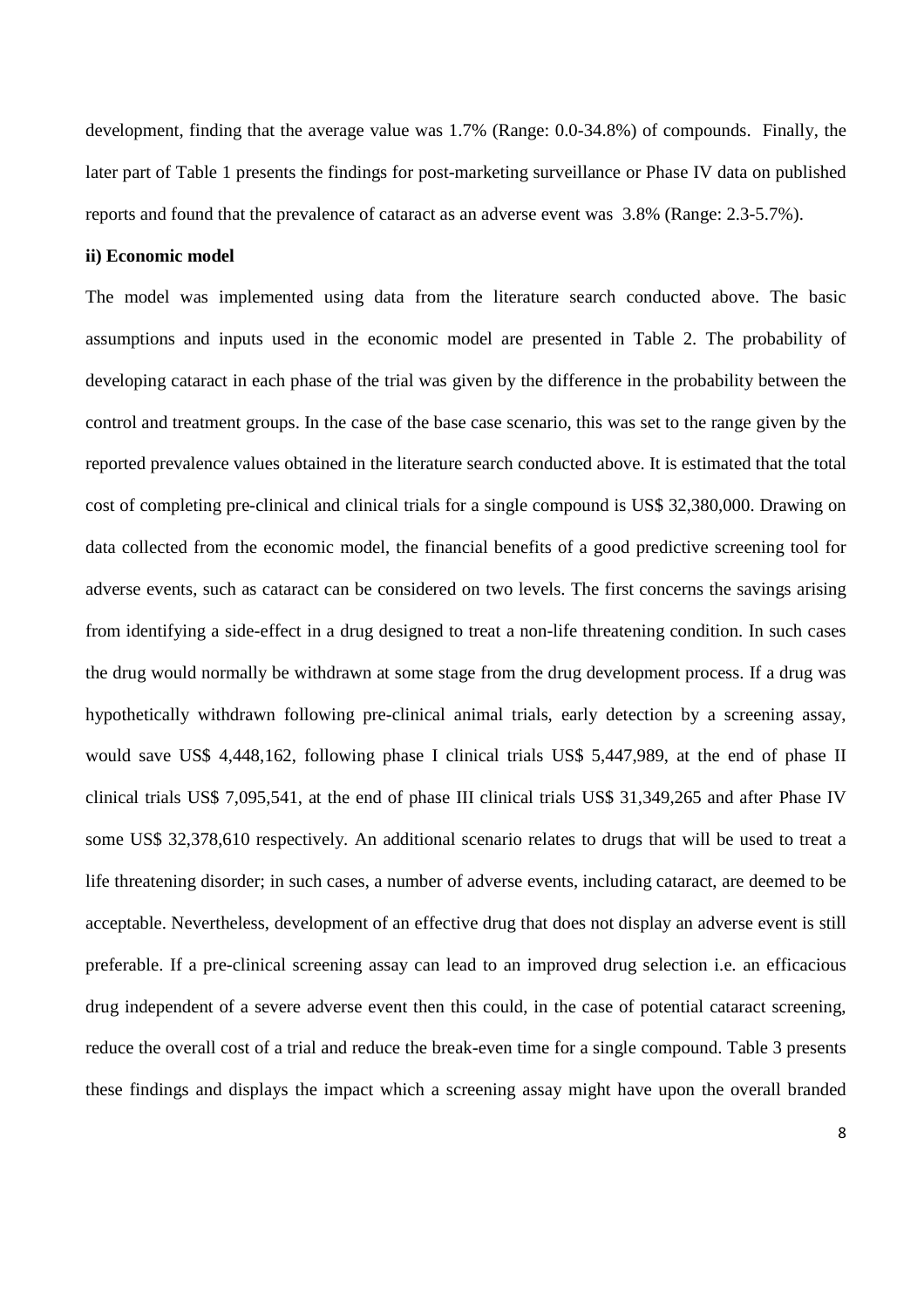development, finding that the average value was 1.7% (Range: 0.0-34.8%) of compounds. Finally, the later part of Table 1 presents the findings for post-marketing surveillance or Phase IV data on published reports and found that the prevalence of cataract as an adverse event was 3.8% (Range: 2.3-5.7%).

**ii) Economic model**

The model was implemented using data from the literature search conducted above. The basic assumptions and inputs used in the economic model are presented in Table 2. The probability of developing cataract in each phase of the trial was given by the difference in the probability between the control and treatment groups. In the case of the base case scenario, this was set to the range given by the reported prevalence values obtained in the literature search conducted above. It is estimated that the total cost of completing pre-clinical and clinical trials for a single compound is US$ 32,380,000. Drawing on data collected from the economic model, the financial benefits of a good predictive screening tool for adverse events, such as cataract can be considered on two levels. The first concerns the savings arising from identifying a side-effect in a drug designed to treat a non-life threatening condition. In such cases the drug would normally be withdrawn at some stage from the drug development process. If a drug was hypothetically withdrawn following pre-clinical animal trials, early detection by a screening assay, would save US$ 4,448,162, following phase I clinical trials US$ 5,447,989, at the end of phase II clinical trials US$ 7,095,541, at the end of phase III clinical trials US$ 31,349,265 and after Phase IV some US$ 32,378,610 respectively. An additional scenario relates to drugs that will be used to treat a life threatening disorder; in such cases, a number of adverse events, including cataract, are deemed to be acceptable. Nevertheless, development of an effective drug that does not display an adverse event is still preferable. If a pre-clinical screening assay can lead to an improved drug selection i.e. an efficacious drug independent of a severe adverse event then this could, in the case of potential cataract screening, reduce the overall cost of a trial and reduce the break-even time for a single compound. Table 3 presents these findings and displays the impact which a screening assay might have upon the overall branded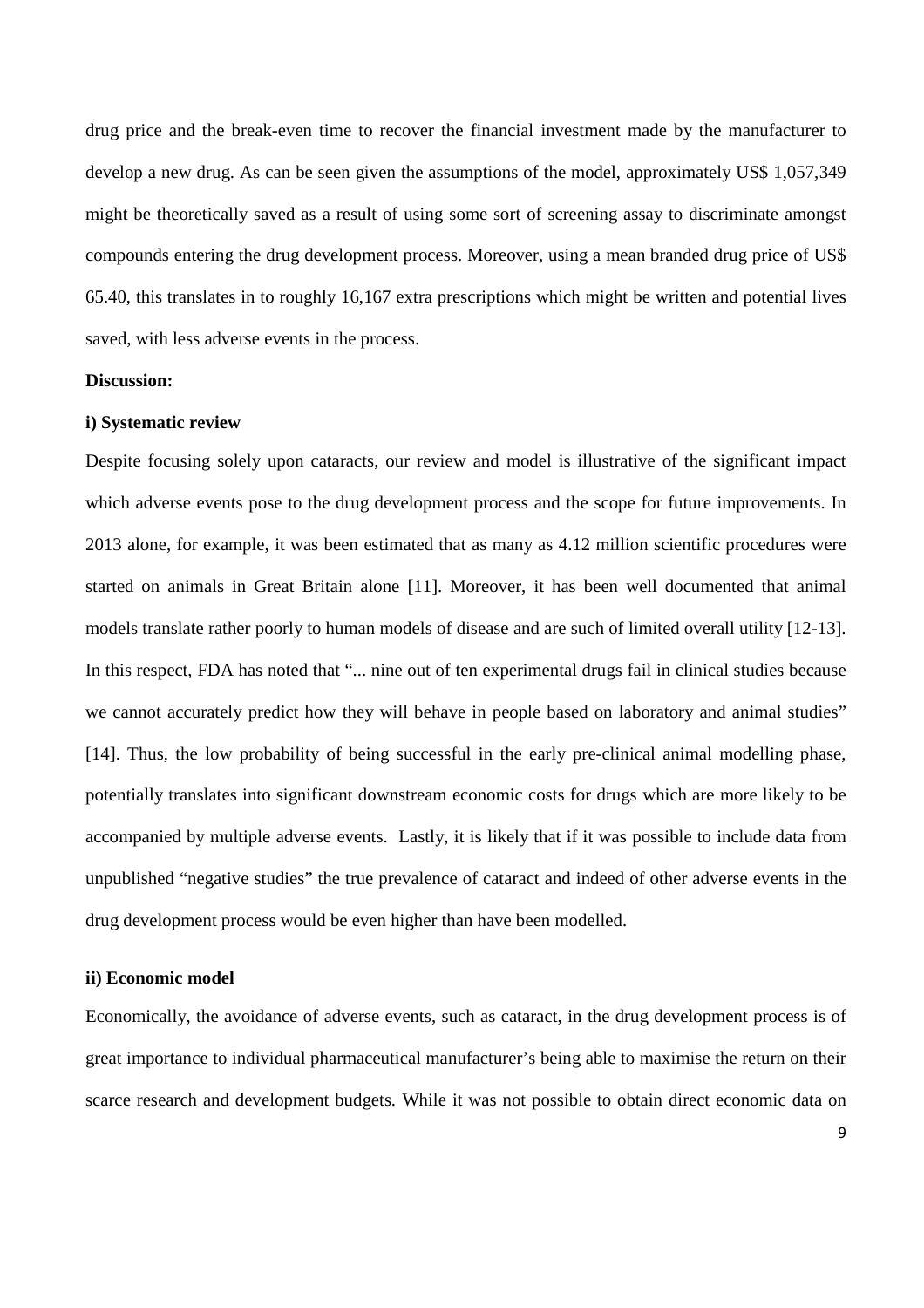drug price and the break-even time to recover the financial investment made by the manufacturer to develop a new drug. As can be seen given the assumptions of the model, approximately US$ 1,057,349 might be theoretically saved as a result of using some sort of screening assay to discriminate amongst compounds entering the drug development process. Moreover, using a mean branded drug price of US$ 65.40, this translates in to roughly 16,167 extra prescriptions which might be written and potential lives saved, with less adverse events in the process.

**Discussion:**

**i) Systematic review**

Despite focusing solely upon cataracts, our review and model is illustrative of the significant impact which adverse events pose to the drug development process and the scope for future improvements. In 2013 alone, for example, it was been estimated that as many as 4.12 million scientific procedures were started on animals in Great Britain alone [11]. Moreover, it has been well documented that animal models translate rather poorly to human models of disease and are such of limited overall utility [12-13]. In this respect, FDA has noted that "... nine out of ten experimental drugs fail in clinical studies because we cannot accurately predict how they will behave in people based on laboratory and animal studies" [14]. Thus, the low probability of being successful in the early pre-clinical animal modelling phase, potentially translates into significant downstream economic costs for drugs which are more likely to be accompanied by multiple adverse events. Lastly, it is likely that if it was possible to include data from unpublished "negative studies" the true prevalence of cataract and indeed of other adverse events in the drug development process would be even higher than have been modelled.

**ii) Economic model**

Economically, the avoidance of adverse events, such as cataract, in the drug development process is of great importance to individual pharmaceutical manufacturer's being able to maximise the return on their scarce research and development budgets. While it was not possible to obtain direct economic data on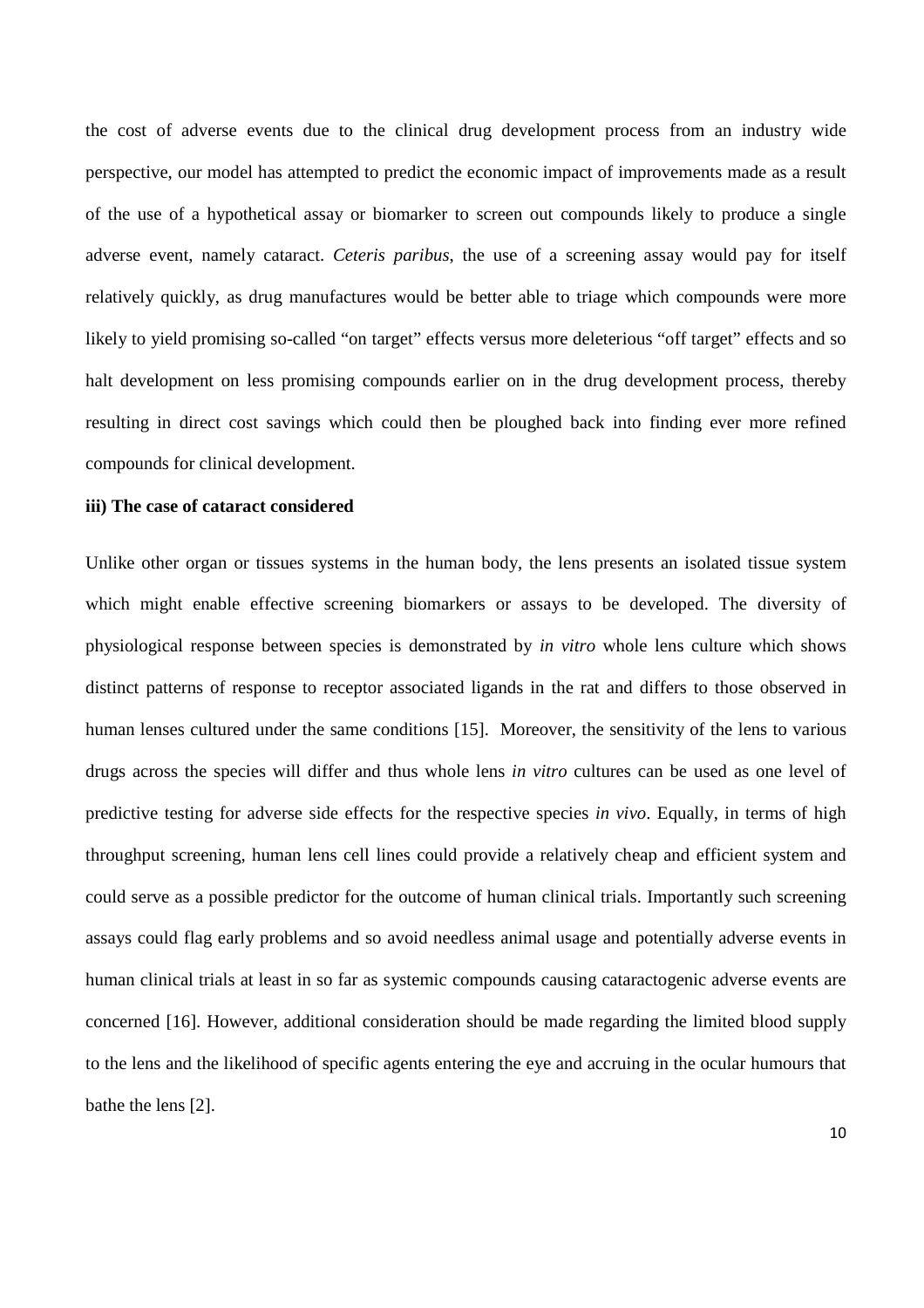the cost of adverse events due to the clinical drug development process from an industry wide perspective, our model has attempted to predict the economic impact of improvements made as a result of the use of a hypothetical assay or biomarker to screen out compounds likely to produce a single adverse event, namely cataract. *Ceteris paribus*, the use of a screening assay would pay for itself relatively quickly, as drug manufactures would be better able to triage which compounds were more likely to yield promising so-called "on target" effects versus more deleterious "off target" effects and so halt development on less promising compounds earlier on in the drug development process, thereby resulting in direct cost savings which could then be ploughed back into finding ever more refined compounds for clinical development.

**iii) The case of cataract considered**

Unlike other organ or tissues systems in the human body, the lens presents an isolated tissue system which might enable effective screening biomarkers or assays to be developed. The diversity of physiological response between species is demonstrated by *in vitro* whole lens culture which shows distinct patterns of response to receptor associated ligands in the rat and differs to those observed in human lenses cultured under the same conditions [15]. Moreover, the sensitivity of the lens to various drugs across the species will differ and thus whole lens *in vitro* cultures can be used as one level of predictive testing for adverse side effects for the respective species *in vivo*. Equally, in terms of high throughput screening, human lens cell lines could provide a relatively cheap and efficient system and could serve as a possible predictor for the outcome of human clinical trials. Importantly such screening assays could flag early problems and so avoid needless animal usage and potentially adverse events in human clinical trials at least in so far as systemic compounds causing cataractogenic adverse events are concerned [16]. However, additional consideration should be made regarding the limited blood supply to the lens and the likelihood of specific agents entering the eye and accruing in the ocular humours that bathe the lens [2].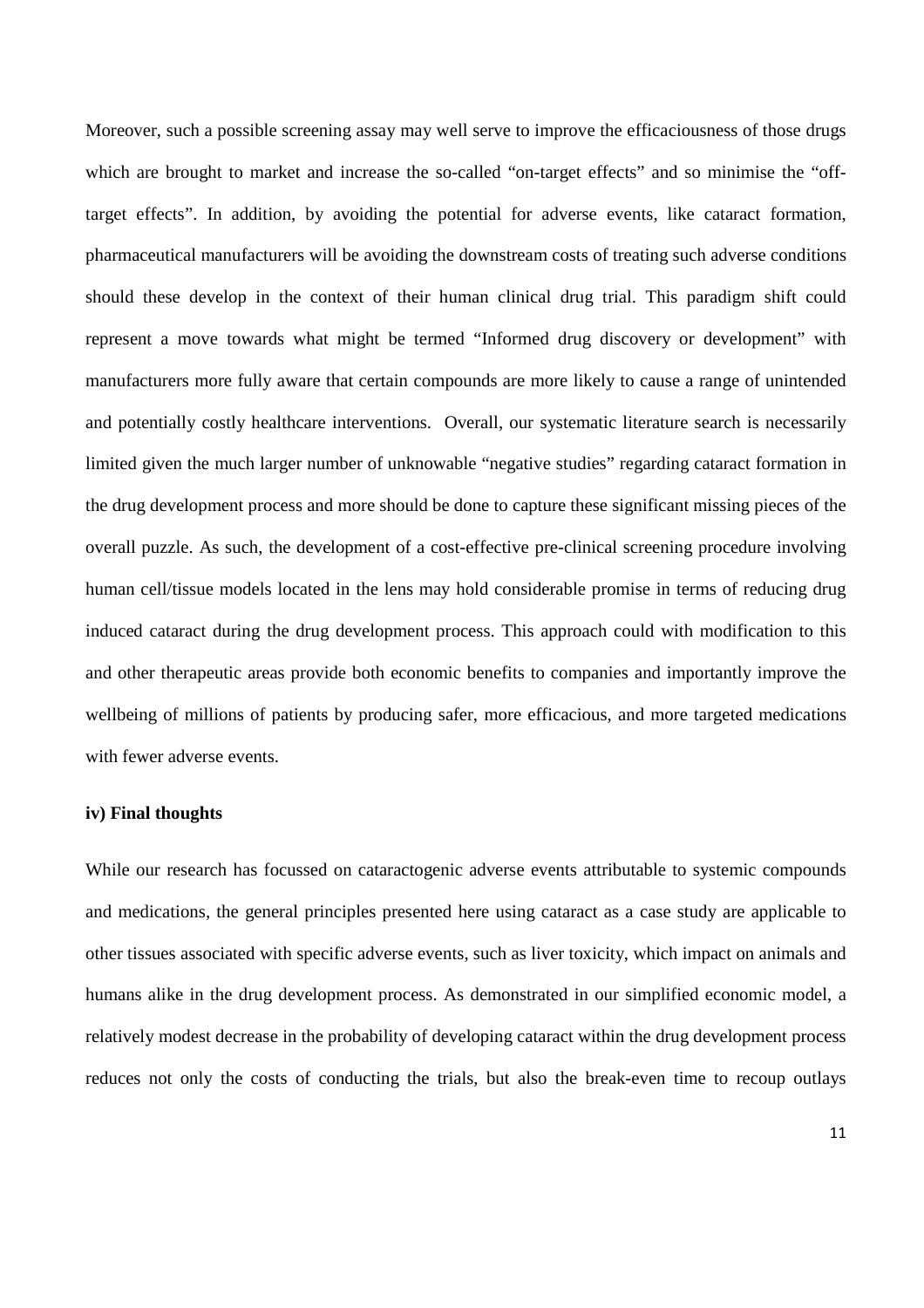Moreover, such a possible screening assay may well serve to improve the efficaciousness of those drugs which are brought to market and increase the so-called "on-target effects" and so minimise the "off-target effects". In addition, by avoiding the potential for adverse events, like cataract formation, pharmaceutical manufacturers will be avoiding the downstream costs of treating such adverse conditions should these develop in the context of their human clinical drug trial. This paradigm shift could represent a move towards what might be termed "Informed drug discovery or development" with manufacturers more fully aware that certain compounds are more likely to cause a range of unintended and potentially costly healthcare interventions. Overall, our systematic literature search is necessarily limited given the much larger number of unknowable "negative studies" regarding cataract formation in the drug development process and more should be done to capture these significant missing pieces of the overall puzzle. As such, the development of a cost-effective pre-clinical screening procedure involving human cell/tissue models located in the lens may hold considerable promise in terms of reducing drug induced cataract during the drug development process. This approach could with modification to this and other therapeutic areas provide both economic benefits to companies and importantly improve the wellbeing of millions of patients by producing safer, more efficacious, and more targeted medications with fewer adverse events.

**iv) Final thoughts**

While our research has focussed on cataractogenic adverse events attributable to systemic compounds and medications, the general principles presented here using cataract as a case study are applicable to other tissues associated with specific adverse events, such as liver toxicity, which impact on animals and humans alike in the drug development process. As demonstrated in our simplified economic model, a relatively modest decrease in the probability of developing cataract within the drug development process reduces not only the costs of conducting the trials, but also the break-even time to recoup outlays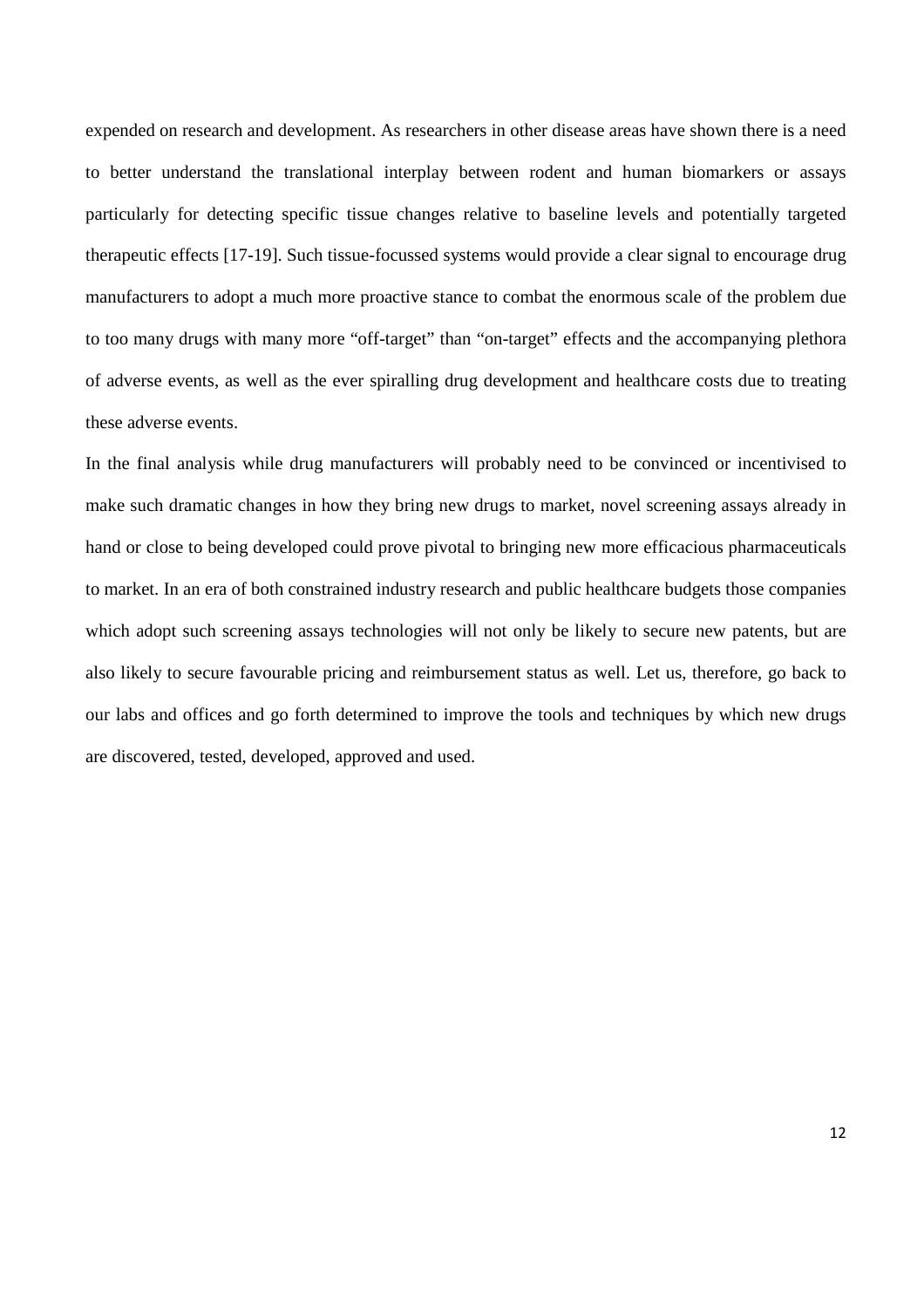expended on research and development. As researchers in other disease areas have shown there is a need to better understand the translational interplay between rodent and human biomarkers or assays particularly for detecting specific tissue changes relative to baseline levels and potentially targeted therapeutic effects [17-19]. Such tissue-focussed systems would provide a clear signal to encourage drug manufacturers to adopt a much more proactive stance to combat the enormous scale of the problem due to too many drugs with many more "off-target" than "on-target" effects and the accompanying plethora of adverse events, as well as the ever spiralling drug development and healthcare costs due to treating these adverse events.

In the final analysis while drug manufacturers will probably need to be convinced or incentivised to make such dramatic changes in how they bring new drugs to market, novel screening assays already in hand or close to being developed could prove pivotal to bringing new more efficacious pharmaceuticals to market. In an era of both constrained industry research and public healthcare budgets those companies which adopt such screening assays technologies will not only be likely to secure new patents, but are also likely to secure favourable pricing and reimbursement status as well. Let us, therefore, go back to our labs and offices and go forth determined to improve the tools and techniques by which new drugs are discovered, tested, developed, approved and used.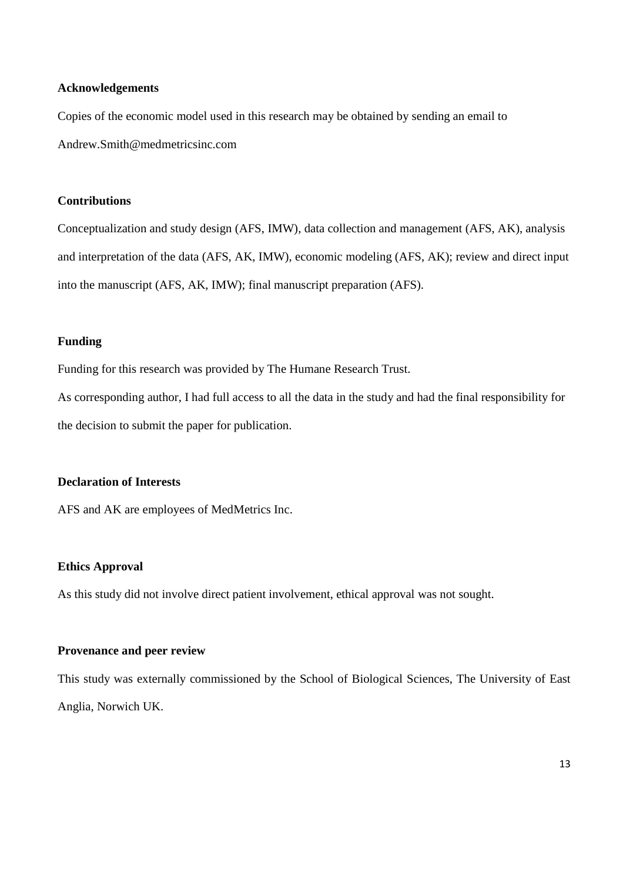**Acknowledgements**

Copies of the economic model used in this research may be obtained by sending an email to Andrew.Smith@medmetricsinc.com

**Contributions**

Conceptualization and study design (AFS, IMW), data collection and management (AFS, AK), analysis and interpretation of the data (AFS, AK, IMW), economic modeling (AFS, AK); review and direct input into the manuscript (AFS, AK, IMW); final manuscript preparation (AFS).

**Funding**

Funding for this research was provided by The Humane Research Trust.

As corresponding author, I had full access to all the data in the study and had the final responsibility for the decision to submit the paper for publication.

**Declaration of Interests**

AFS and AK are employees of MedMetrics Inc.

**Ethics Approval**

As this study did not involve direct patient involvement, ethical approval was not sought.

**Provenance and peer review**

This study was externally commissioned by the School of Biological Sciences, The University of East Anglia, Norwich UK.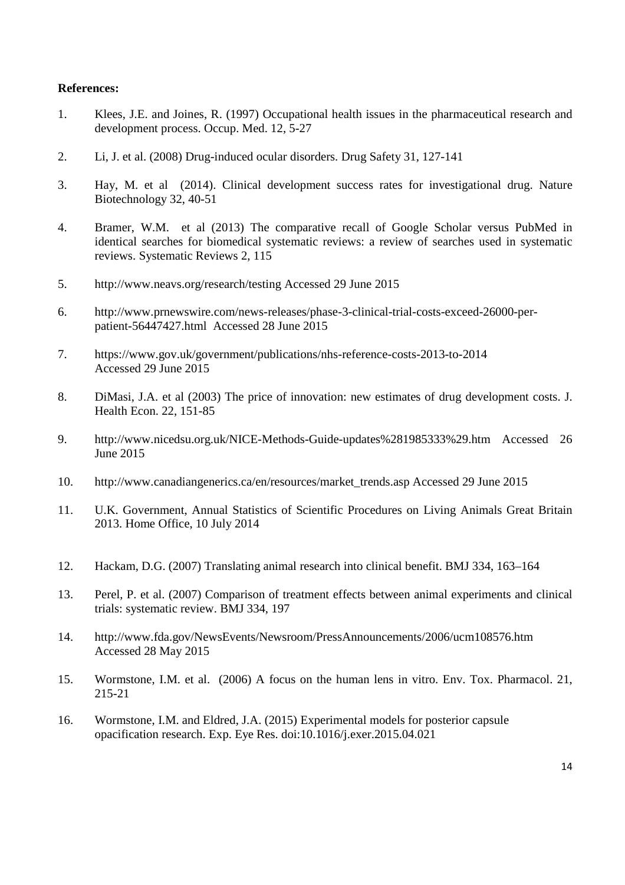**References:**

1. Klees, J.E. and Joines, R. (1997) Occupational health issues in the pharmaceutical research and development process. Occup. Med. 12, 5-27

2. Li, J. et al. (2008) Drug-induced ocular disorders. Drug Safety 31, 127-141

3. Hay, M. et al (2014). Clinical development success rates for investigational drug. Nature Biotechnology 32, 40-51

4. Bramer, W.M. et al (2013) The comparative recall of Google Scholar versus PubMed in identical searches for biomedical systematic reviews: a review of searches used in systematic reviews. Systematic Reviews 2, 115

5. http://www.neavs.org/research/testing Accessed 29 June 2015

6. http://www.prnewswire.com/news-releases/phase-3-clinical-trial-costs-exceed-26000-per-patient-56447427.html Accessed 28 June 2015

7. https://www.gov.uk/government/publications/nhs-reference-costs-2013-to-2014 Accessed 29 June 2015

8. DiMasi, J.A. et al (2003) The price of innovation: new estimates of drug development costs. J. Health Econ. 22, 151-85

9. http://www.nicedsu.org.uk/NICE-Methods-Guide-updates%281985333%29.htm Accessed 26 June 2015

10. http://www.canadiangenerics.ca/en/resources/market_trends.asp Accessed 29 June 2015

11. U.K. Government, Annual Statistics of Scientific Procedures on Living Animals Great Britain 2013. Home Office, 10 July 2014

12. Hackam, D.G. (2007) Translating animal research into clinical benefit. BMJ 334, 163–164

13. Perel, P. et al. (2007) Comparison of treatment effects between animal experiments and clinical trials: systematic review. BMJ 334, 197

14. http://www.fda.gov/NewsEvents/Newsroom/PressAnnouncements/2006/ucm108576.htm Accessed 28 May 2015

15. Wormstone, I.M. et al. (2006) A focus on the human lens in vitro. Env. Tox. Pharmacol. 21, 215-21

16. Wormstone, I.M. and Eldred, J.A. (2015) Experimental models for posterior capsule opacification research. Exp. Eye Res. doi:10.1016/j.exer.2015.04.021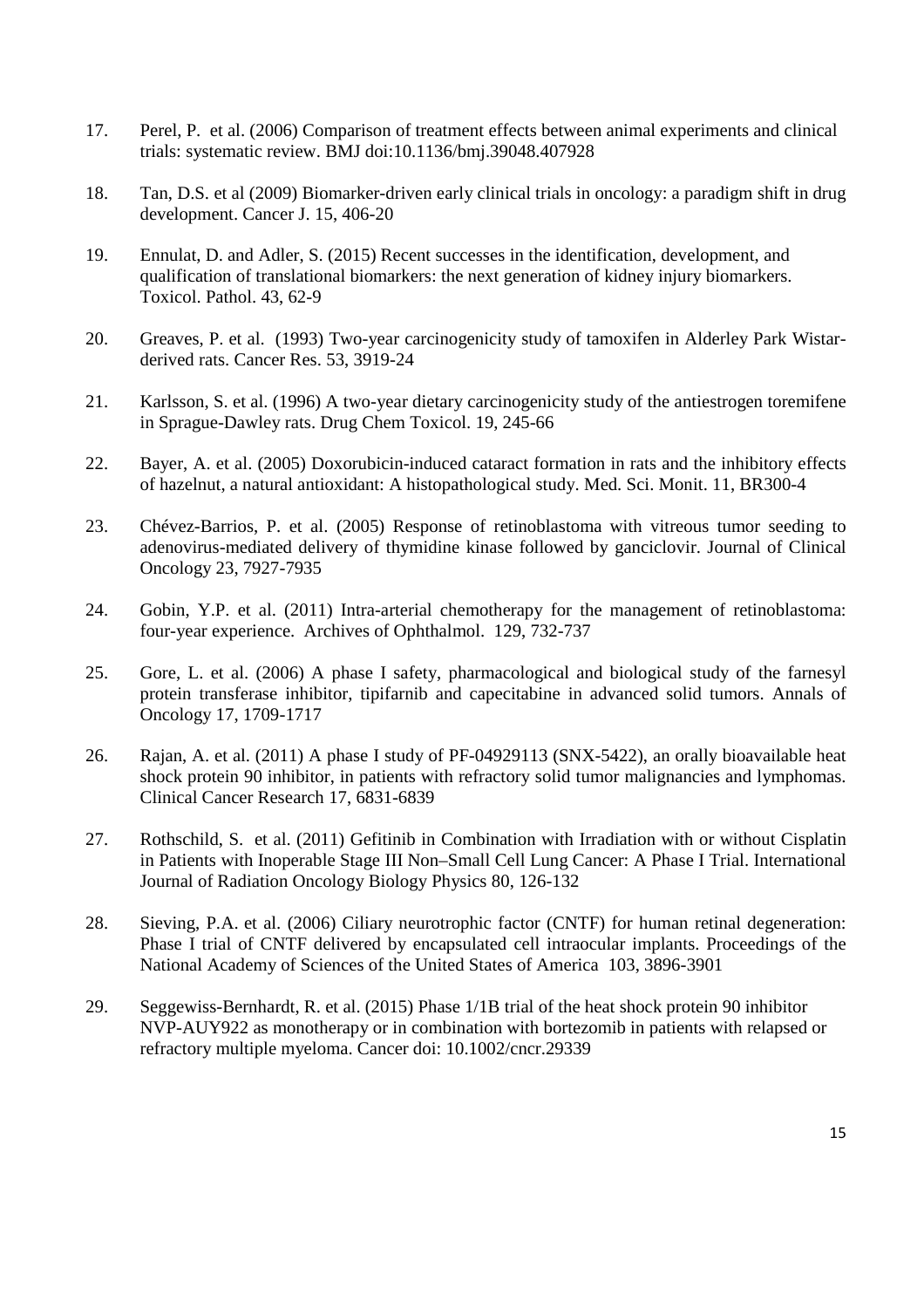17. Perel, P. et al. (2006) Comparison of treatment effects between animal experiments and clinical trials: systematic review. BMJ doi:10.1136/bmj.39048.407928

18. Tan, D.S. et al (2009) Biomarker-driven early clinical trials in oncology: a paradigm shift in drug development. Cancer J. 15, 406-20

19. Ennulat, D. and Adler, S. (2015) Recent successes in the identification, development, and qualification of translational biomarkers: the next generation of kidney injury biomarkers. Toxicol. Pathol. 43, 62-9

20. Greaves, P. et al. (1993) Two-year carcinogenicity study of tamoxifen in Alderley Park Wistar-derived rats. Cancer Res. 53, 3919-24

21. Karlsson, S. et al. (1996) A two-year dietary carcinogenicity study of the antiestrogen toremifene in Sprague-Dawley rats. Drug Chem Toxicol. 19, 245-66

22. Bayer, A. et al. (2005) Doxorubicin-induced cataract formation in rats and the inhibitory effects of hazelnut, a natural antioxidant: A histopathological study. Med. Sci. Monit. 11, BR300-4

23. Chévez-Barrios, P. et al. (2005) Response of retinoblastoma with vitreous tumor seeding to adenovirus-mediated delivery of thymidine kinase followed by ganciclovir. Journal of Clinical Oncology 23, 7927-7935

24. Gobin, Y.P. et al. (2011) Intra-arterial chemotherapy for the management of retinoblastoma: four-year experience. Archives of Ophthalmol. 129, 732-737

25. Gore, L. et al. (2006) A phase I safety, pharmacological and biological study of the farnesyl protein transferase inhibitor, tipifarnib and capecitabine in advanced solid tumors. Annals of Oncology 17, 1709-1717

26. Rajan, A. et al. (2011) A phase I study of PF-04929113 (SNX-5422), an orally bioavailable heat shock protein 90 inhibitor, in patients with refractory solid tumor malignancies and lymphomas. Clinical Cancer Research 17, 6831-6839

27. Rothschild, S. et al. (2011) Gefitinib in Combination with Irradiation with or without Cisplatin in Patients with Inoperable Stage III Non–Small Cell Lung Cancer: A Phase I Trial. International Journal of Radiation Oncology Biology Physics 80, 126-132

28. Sieving, P.A. et al. (2006) Ciliary neurotrophic factor (CNTF) for human retinal degeneration: Phase I trial of CNTF delivered by encapsulated cell intraocular implants. Proceedings of the National Academy of Sciences of the United States of America 103, 3896-3901

29. Seggewiss-Bernhardt, R. et al. (2015) Phase 1/1B trial of the heat shock protein 90 inhibitor NVP-AUY922 as monotherapy or in combination with bortezomib in patients with relapsed or refractory multiple myeloma. Cancer doi: 10.1002/cncr.29339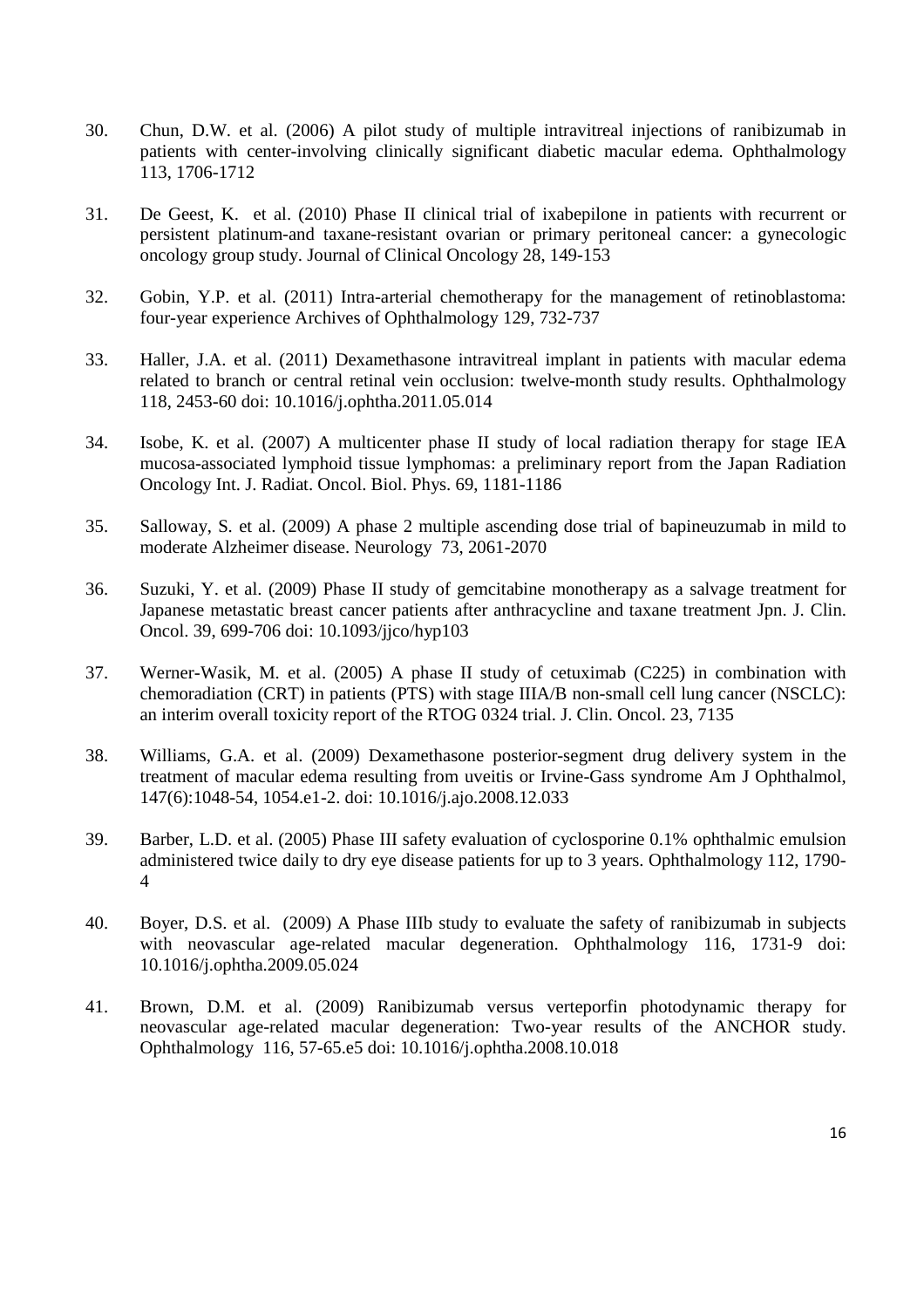30. Chun, D.W. et al. (2006) A pilot study of multiple intravitreal injections of ranibizumab in patients with center-involving clinically significant diabetic macular edema. Ophthalmology 113, 1706-1712

31. De Geest, K. et al. (2010) Phase II clinical trial of ixabepilone in patients with recurrent or persistent platinum-and taxane-resistant ovarian or primary peritoneal cancer: a gynecologic oncology group study. Journal of Clinical Oncology 28, 149-153

32. Gobin, Y.P. et al. (2011) Intra-arterial chemotherapy for the management of retinoblastoma: four-year experience Archives of Ophthalmology 129, 732-737

33. Haller, J.A. et al. (2011) Dexamethasone intravitreal implant in patients with macular edema related to branch or central retinal vein occlusion: twelve-month study results. Ophthalmology 118, 2453-60 doi: 10.1016/j.ophtha.2011.05.014

34. Isobe, K. et al. (2007) A multicenter phase II study of local radiation therapy for stage IEA mucosa-associated lymphoid tissue lymphomas: a preliminary report from the Japan Radiation Oncology Int. J. Radiat. Oncol. Biol. Phys. 69, 1181-1186

35. Salloway, S. et al. (2009) A phase 2 multiple ascending dose trial of bapineuzumab in mild to moderate Alzheimer disease. Neurology 73, 2061-2070

36. Suzuki, Y. et al. (2009) Phase II study of gemcitabine monotherapy as a salvage treatment for Japanese metastatic breast cancer patients after anthracycline and taxane treatment Jpn. J. Clin. Oncol. 39, 699-706 doi: 10.1093/jjco/hyp103

37. Werner-Wasik, M. et al. (2005) A phase II study of cetuximab (C225) in combination with chemoradiation (CRT) in patients (PTS) with stage IIIA/B non-small cell lung cancer (NSCLC): an interim overall toxicity report of the RTOG 0324 trial. J. Clin. Oncol. 23, 7135

38. Williams, G.A. et al. (2009) Dexamethasone posterior-segment drug delivery system in the treatment of macular edema resulting from uveitis or Irvine-Gass syndrome Am J Ophthalmol, 147(6):1048-54, 1054.e1-2. doi: 10.1016/j.ajo.2008.12.033

39. Barber, L.D. et al. (2005) Phase III safety evaluation of cyclosporine 0.1% ophthalmic emulsion administered twice daily to dry eye disease patients for up to 3 years. Ophthalmology 112, 1790-4

40. Boyer, D.S. et al. (2009) A Phase IIIb study to evaluate the safety of ranibizumab in subjects with neovascular age-related macular degeneration. Ophthalmology 116, 1731-9 doi: 10.1016/j.ophtha.2009.05.024

41. Brown, D.M. et al. (2009) Ranibizumab versus verteporfin photodynamic therapy for neovascular age-related macular degeneration: Two-year results of the ANCHOR study. Ophthalmology 116, 57-65.e5 doi: 10.1016/j.ophtha.2008.10.018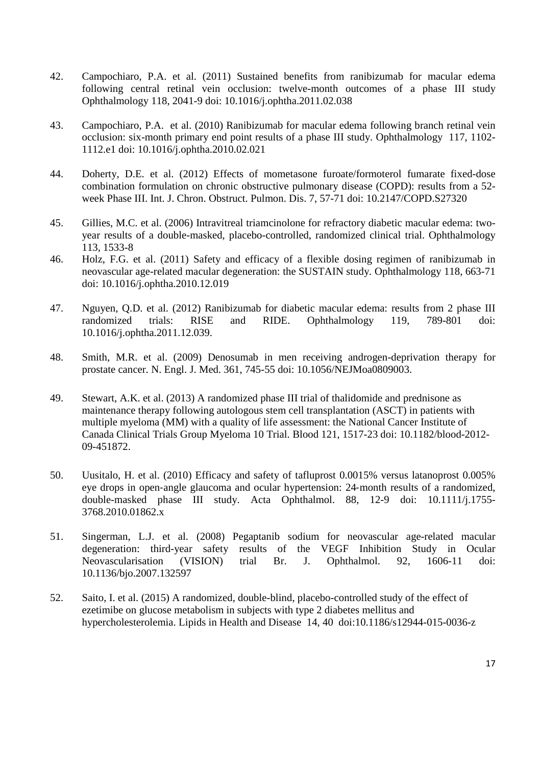42. Campochiaro, P.A. et al. (2011) Sustained benefits from ranibizumab for macular edema following central retinal vein occlusion: twelve-month outcomes of a phase III study Ophthalmology 118, 2041-9 doi: 10.1016/j.ophtha.2011.02.038

43. Campochiaro, P.A. et al. (2010) Ranibizumab for macular edema following branch retinal vein occlusion: six-month primary end point results of a phase III study. Ophthalmology 117, 1102-1112.e1 doi: 10.1016/j.ophtha.2010.02.021

44. Doherty, D.E. et al. (2012) Effects of mometasone furoate/formoterol fumarate fixed-dose combination formulation on chronic obstructive pulmonary disease (COPD): results from a 52-week Phase III. Int. J. Chron. Obstruct. Pulmon. Dis. 7, 57-71 doi: 10.2147/COPD.S27320

45. Gillies, M.C. et al. (2006) Intravitreal triamcinolone for refractory diabetic macular edema: two-year results of a double-masked, placebo-controlled, randomized clinical trial. Ophthalmology 113, 1533-8

46. Holz, F.G. et al. (2011) Safety and efficacy of a flexible dosing regimen of ranibizumab in neovascular age-related macular degeneration: the SUSTAIN study. Ophthalmology 118, 663-71 doi: 10.1016/j.ophtha.2010.12.019

47. Nguyen, Q.D. et al. (2012) Ranibizumab for diabetic macular edema: results from 2 phase III randomized trials: RISE and RIDE. Ophthalmology 119, 789-801 doi: 10.1016/j.ophtha.2011.12.039.

48. Smith, M.R. et al. (2009) Denosumab in men receiving androgen-deprivation therapy for prostate cancer. N. Engl. J. Med. 361, 745-55 doi: 10.1056/NEJMoa0809003.

49. Stewart, A.K. et al. (2013) A randomized phase III trial of thalidomide and prednisone as maintenance therapy following autologous stem cell transplantation (ASCT) in patients with multiple myeloma (MM) with a quality of life assessment: the National Cancer Institute of Canada Clinical Trials Group Myeloma 10 Trial. Blood 121, 1517-23 doi: 10.1182/blood-2012-09-451872.

50. Uusitalo, H. et al. (2010) Efficacy and safety of tafluprost 0.0015% versus latanoprost 0.005% eye drops in open-angle glaucoma and ocular hypertension: 24-month results of a randomized, double-masked phase III study. Acta Ophthalmol. 88, 12-9 doi: 10.1111/j.1755-3768.2010.01862.x

51. Singerman, L.J. et al. (2008) Pegaptanib sodium for neovascular age-related macular degeneration: third-year safety results of the VEGF Inhibition Study in Ocular Neovascularisation (VISION) trial Br. J. Ophthalmol. 92, 1606-11 doi: 10.1136/bjo.2007.132597

52. Saito, I. et al. (2015) A randomized, double-blind, placebo-controlled study of the effect of ezetimibe on glucose metabolism in subjects with type 2 diabetes mellitus and hypercholesterolemia. Lipids in Health and Disease 14, 40 doi:10.1186/s12944-015-0036-z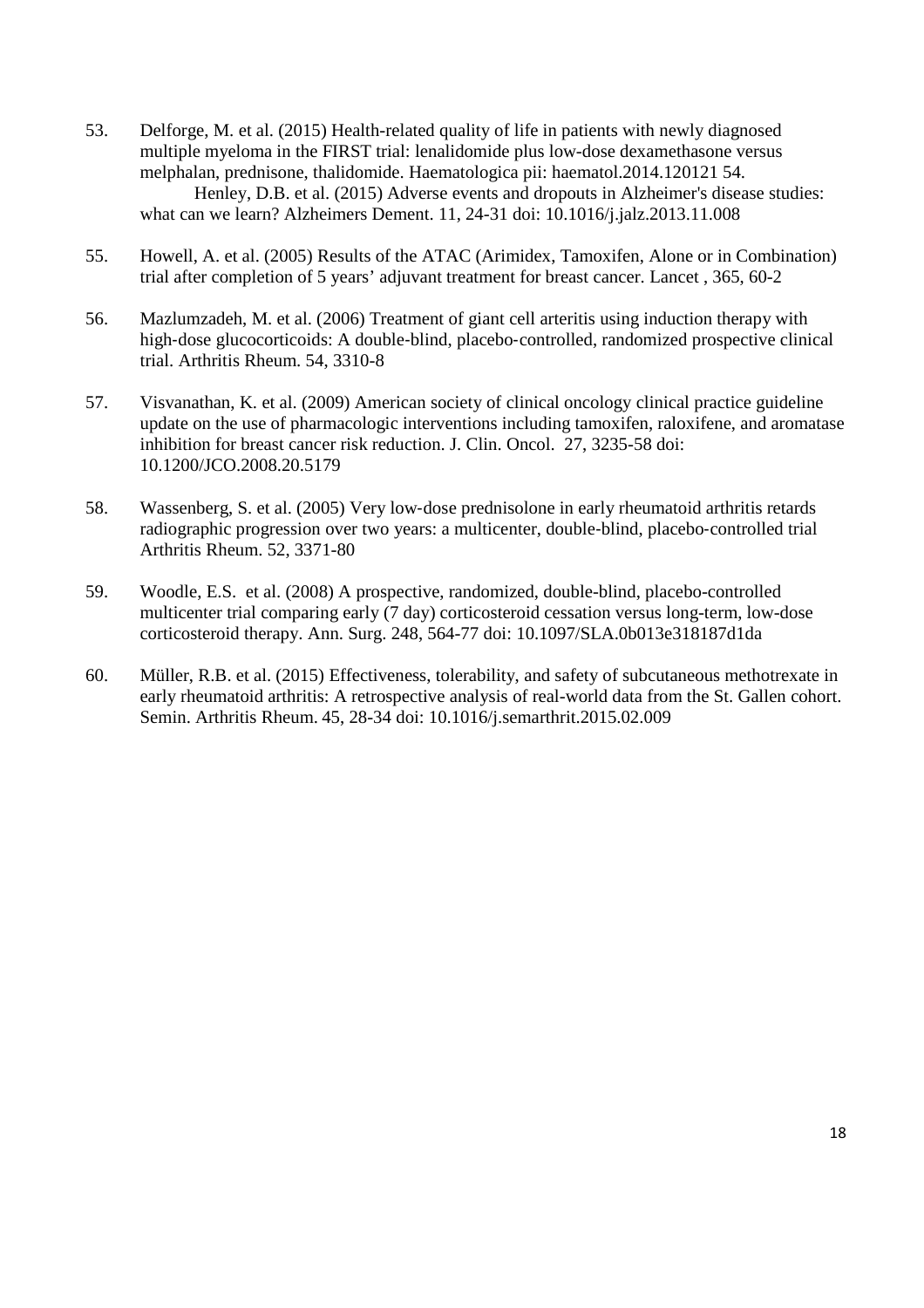53. Delforge, M. et al. (2015) Health-related quality of life in patients with newly diagnosed multiple myeloma in the FIRST trial: lenalidomide plus low-dose dexamethasone versus melphalan, prednisone, thalidomide. Haematologica pii: haematol.2014.120121 54. Henley, D.B. et al. (2015) Adverse events and dropouts in Alzheimer's disease studies: what can we learn? Alzheimers Dement. 11, 24-31 doi: 10.1016/j.jalz.2013.11.008

55. Howell, A. et al. (2005) Results of the ATAC (Arimidex, Tamoxifen, Alone or in Combination) trial after completion of 5 years' adjuvant treatment for breast cancer. Lancet , 365, 60-2

56. Mazlumzadeh, M. et al. (2006) Treatment of giant cell arteritis using induction therapy with high-dose glucocorticoids: A double-blind, placebo-controlled, randomized prospective clinical trial. Arthritis Rheum. 54, 3310-8

57. Visvanathan, K. et al. (2009) American society of clinical oncology clinical practice guideline update on the use of pharmacologic interventions including tamoxifen, raloxifene, and aromatase inhibition for breast cancer risk reduction. J. Clin. Oncol. 27, 3235-58 doi: 10.1200/JCO.2008.20.5179

58. Wassenberg, S. et al. (2005) Very low-dose prednisolone in early rheumatoid arthritis retards radiographic progression over two years: a multicenter, double-blind, placebo-controlled trial Arthritis Rheum. 52, 3371-80

59. Woodle, E.S. et al. (2008) A prospective, randomized, double-blind, placebo-controlled multicenter trial comparing early (7 day) corticosteroid cessation versus long-term, low-dose corticosteroid therapy. Ann. Surg. 248, 564-77 doi: 10.1097/SLA.0b013e318187d1da

60. Müller, R.B. et al. (2015) Effectiveness, tolerability, and safety of subcutaneous methotrexate in early rheumatoid arthritis: A retrospective analysis of real-world data from the St. Gallen cohort. Semin. Arthritis Rheum. 45, 28-34 doi: 10.1016/j.semarthrit.2015.02.009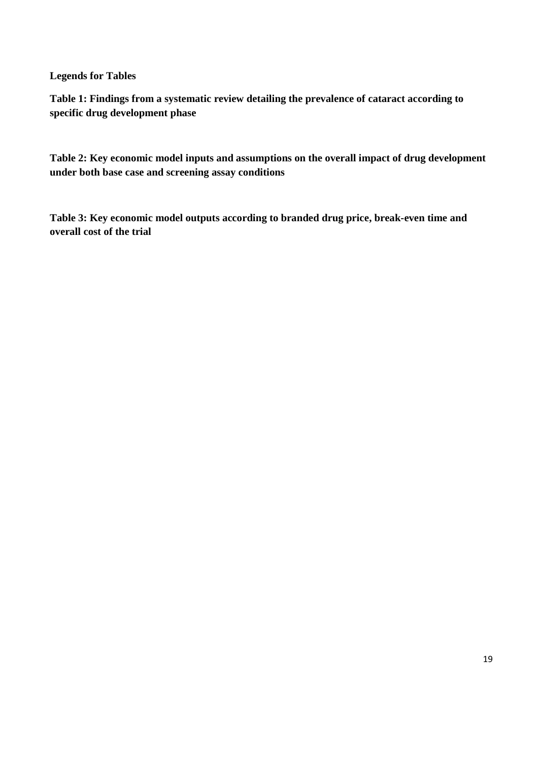**Legends for Tables**

**Table 1: Findings from a systematic review detailing the prevalence of cataract according to specific drug development phase**

**Table 2: Key economic model inputs and assumptions on the overall impact of drug development under both base case and screening assay conditions**

**Table 3: Key economic model outputs according to branded drug price, break-even time and overall cost of the trial**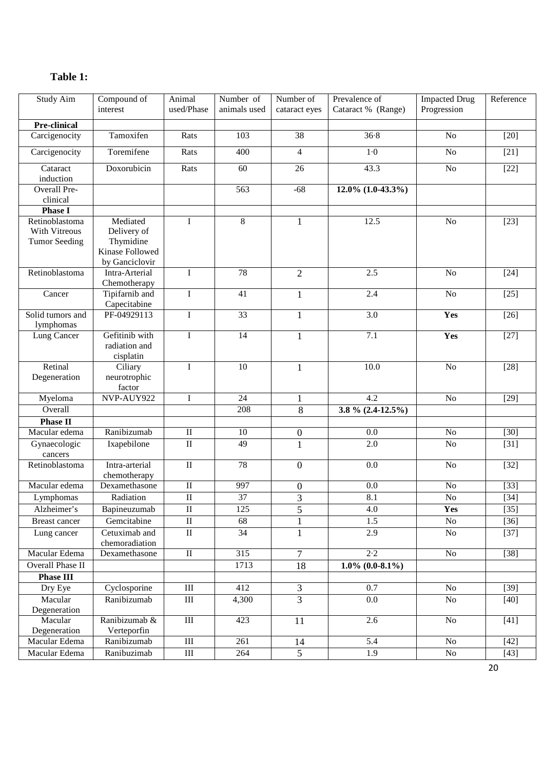**Table 1:**

| Study Aim | Compound of interest | Animal used/Phase | Number of animals used | Number of cataract eyes | Prevalence of Cataract % (Range) | Impacted Drug Progression | Reference |
|---|---|---|---|---|---|---|---|
| **Pre-clinical** | | | | | | | |
| Carcigenocity | Tamoxifen | Rats | 103 | 38 | 36·8 | No | [20] |
| Carcigenocity | Toremifene | Rats | 400 | 4 | 1·0 | No | [21] |
| Cataract induction | Doxorubicin | Rats | 60 | 26 | 43.3 | No | [22] |
| Overall Pre-clinical | | | 563 | -68 | **12.0% (1.0-43.3%)** | | |
| **Phase I** | | | | | | | |
| Retinoblastoma With Vitreous Tumor Seeding | Mediated Delivery of Thymidine Kinase Followed by Ganciclovir | I | 8 | 1 | 12.5 | No | [23] |
| Retinoblastoma | Intra-Arterial Chemotherapy | I | 78 | 2 | 2.5 | No | [24] |
| Cancer | Tipifarnib and Capecitabine | I | 41 | 1 | 2.4 | No | [25] |
| Solid tumors and lymphomas | PF-04929113 | I | 33 | 1 | 3.0 | **Yes** | [26] |
| Lung Cancer | Gefitinib with radiation and cisplatin | I | 14 | 1 | 7.1 | **Yes** | [27] |
| Retinal Degeneration | Ciliary neurotrophic factor | I | 10 | 1 | 10.0 | No | [28] |
| Myeloma | NVP-AUY922 | I | 24 | 1 | 4.2 | No | [29] |
| Overall | | | 208 | 8 | **3.8 % (2.4-12.5%)** | | |
| **Phase II** | | | | | | | |
| Macular edema | Ranibizumab | II | 10 | 0 | 0.0 | No | [30] |
| Gynaecologic cancers | Ixapebilone | II | 49 | 1 | 2.0 | No | [31] |
| Retinoblastoma | Intra-arterial chemotherapy | II | 78 | 0 | 0.0 | No | [32] |
| Macular edema | Dexamethasone | II | 997 | 0 | 0.0 | No | [33] |
| Lymphomas | Radiation | II | 37 | 3 | 8.1 | No | [34] |
| Alzheimer's | Bapineuzumab | II | 125 | 5 | 4.0 | **Yes** | [35] |
| Breast cancer | Gemcitabine | II | 68 | 1 | 1.5 | No | [36] |
| Lung cancer | Cetuximab and chemoradiation | II | 34 | 1 | 2.9 | No | [37] |
| Macular Edema | Dexamethasone | II | 315 | 7 | 2·2 | No | [38] |
| Overall Phase II | | | 1713 | 18 | **1.0% (0.0-8.1%)** | | |
| **Phase III** | | | | | | | |
| Dry Eye | Cyclosporine | III | 412 | 3 | 0.7 | No | [39] |
| Macular Degeneration | Ranibizumab | III | 4,300 | 3 | 0.0 | No | [40] |
| Macular Degeneration | Ranibizumab & Verteporfin | III | 423 | 11 | 2.6 | No | [41] |
| Macular Edema | Ranibizumab | III | 261 | 14 | 5.4 | No | [42] |
| Macular Edema | Ranibuzimab | III | 264 | 5 | 1.9 | No | [43] |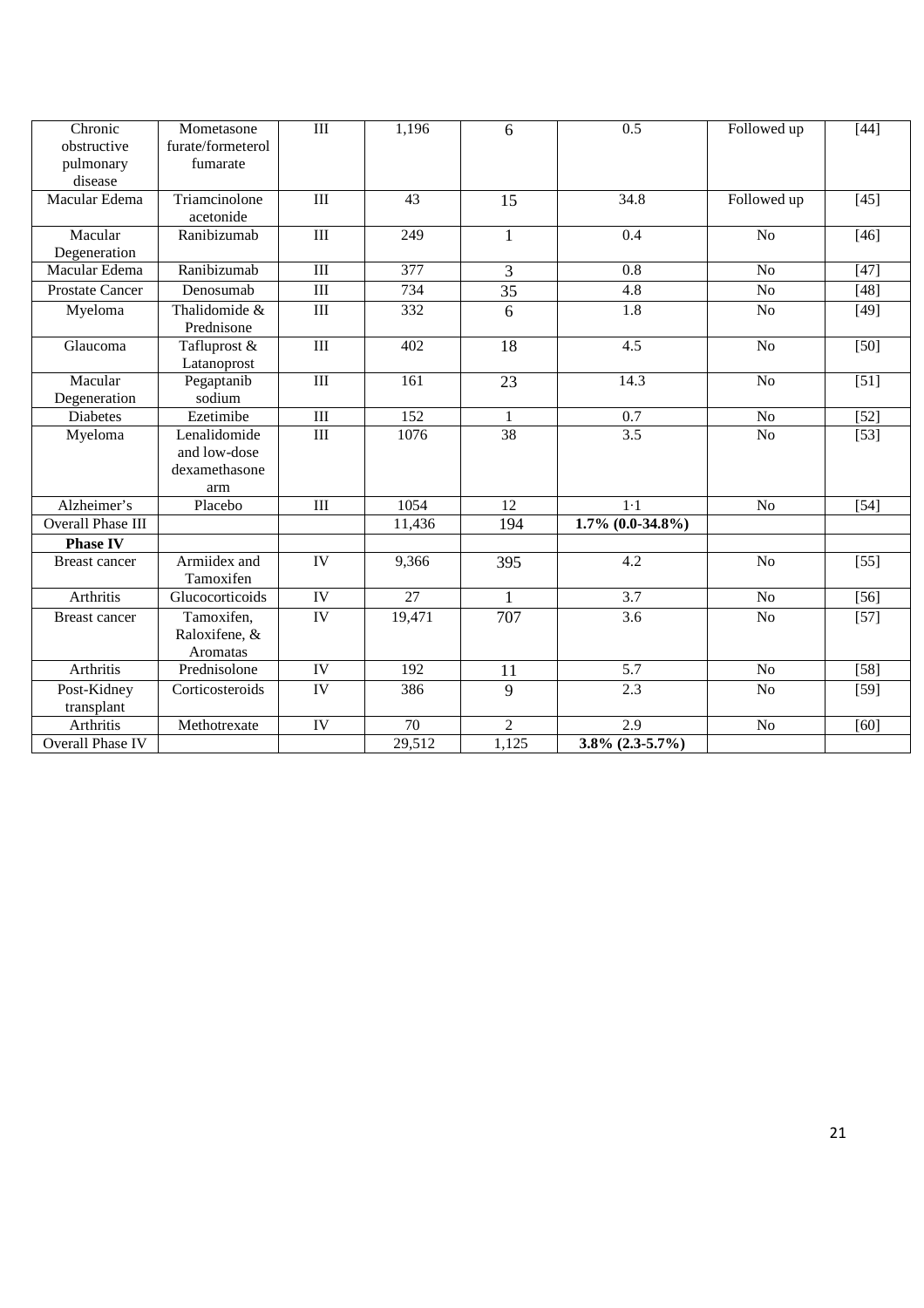| Chronic obstructive pulmonary disease | Mometasone furate/formeterol fumarate | III | 1,196 | 6 | 0.5 | Followed up | [44] |
|---|---|---|---|---|---|---|---|
| Macular Edema | Triamcinolone acetonide | III | 43 | 15 | 34.8 | Followed up | [45] |
| Macular Degeneration | Ranibizumab | III | 249 | 1 | 0.4 | No | [46] |
| Macular Edema | Ranibizumab | III | 377 | 3 | 0.8 | No | [47] |
| Prostate Cancer | Denosumab | III | 734 | 35 | 4.8 | No | [48] |
| Myeloma | Thalidomide & Prednisone | III | 332 | 6 | 1.8 | No | [49] |
| Glaucoma | Tafluprost & Latanoprost | III | 402 | 18 | 4.5 | No | [50] |
| Macular Degeneration | Pegaptanib sodium | III | 161 | 23 | 14.3 | No | [51] |
| Diabetes | Ezetimibe | III | 152 | 1 | 0.7 | No | [52] |
| Myeloma | Lenalidomide and low-dose dexamethasone arm | III | 1076 | 38 | 3.5 | No | [53] |
| Alzheimer's | Placebo | III | 1054 | 12 | 1·1 | No | [54] |
| Overall Phase III | | | 11,436 | 194 | **1.7% (0.0-34.8%)** | | |
| **Phase IV** | | | | | | | |
| Breast cancer | Armiidex and Tamoxifen | IV | 9,366 | 395 | 4.2 | No | [55] |
| Arthritis | Glucocorticoids | IV | 27 | 1 | 3.7 | No | [56] |
| Breast cancer | Tamoxifen, Raloxifene, & Aromatas | IV | 19,471 | 707 | 3.6 | No | [57] |
| Arthritis | Prednisolone | IV | 192 | 11 | 5.7 | No | [58] |
| Post-Kidney transplant | Corticosteroids | IV | 386 | 9 | 2.3 | No | [59] |
| Arthritis | Methotrexate | IV | 70 | 2 | 2.9 | No | [60] |
| Overall Phase IV | | | 29,512 | 1,125 | **3.8% (2.3-5.7%)** | | |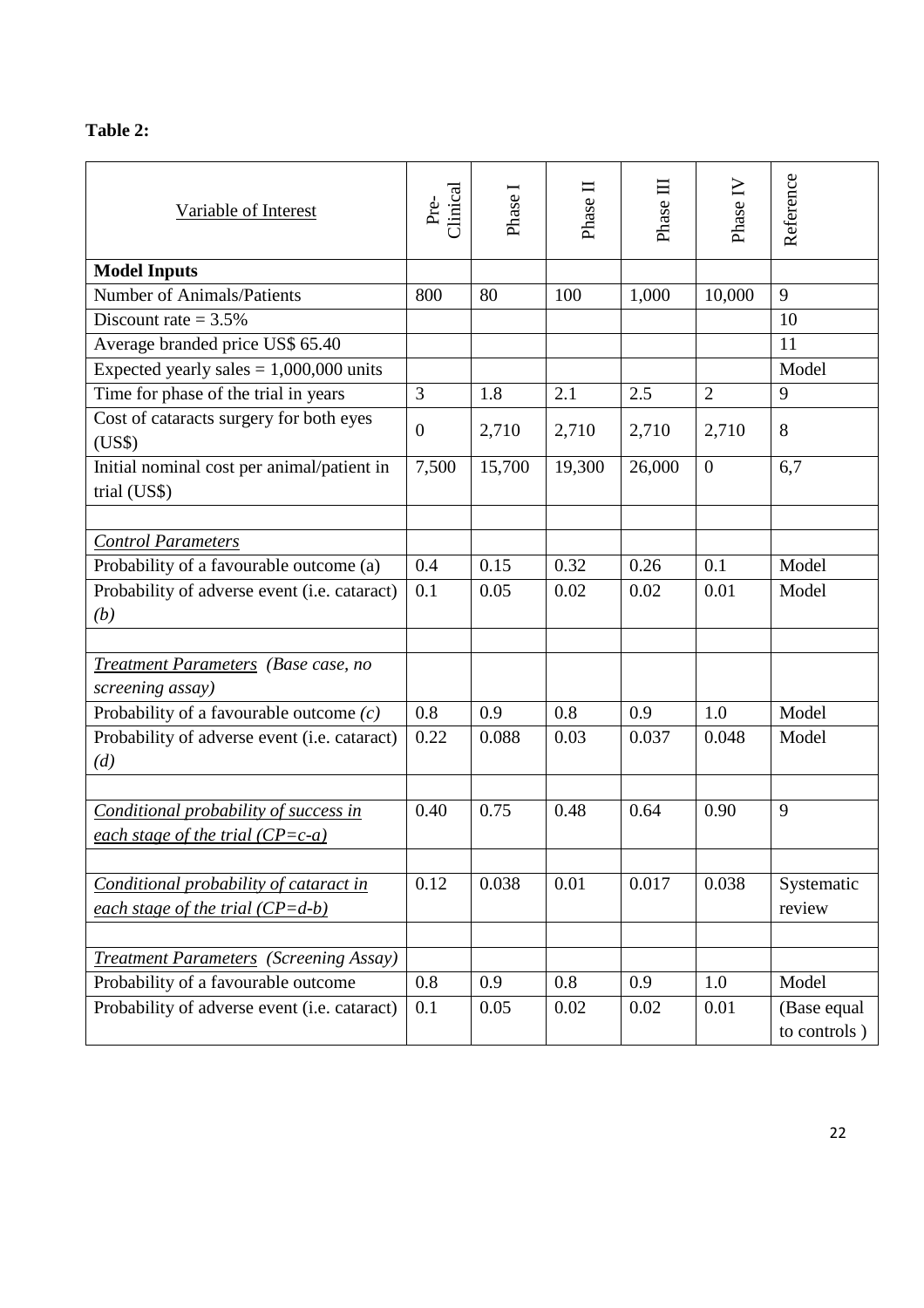**Table 2:**

| Variable of Interest | Pre-Clinical | Phase I | Phase II | Phase III | Phase IV | Reference |
|---|---|---|---|---|---|---|
| **Model Inputs** | | | | | | |
| Number of Animals/Patients | 800 | 80 | 100 | 1,000 | 10,000 | 9 |
| Discount rate = 3.5% | | | | | | 10 |
| Average branded price US$ 65.40 | | | | | | 11 |
| Expected yearly sales = 1,000,000 units | | | | | | Model |
| Time for phase of the trial in years | 3 | 1.8 | 2.1 | 2.5 | 2 | 9 |
| Cost of cataracts surgery for both eyes (US$) | 0 | 2,710 | 2,710 | 2,710 | 2,710 | 8 |
| Initial nominal cost per animal/patient in trial (US$) | 7,500 | 15,700 | 19,300 | 26,000 | 0 | 6,7 |
| | | | | | | |
| *Control Parameters* | | | | | | |
| Probability of a favourable outcome (a) | 0.4 | 0.15 | 0.32 | 0.26 | 0.1 | Model |
| Probability of adverse event (i.e. cataract) *(b)* | 0.1 | 0.05 | 0.02 | 0.02 | 0.01 | Model |
| | | | | | | |
| *Treatment Parameters (Base case, no screening assay)* | | | | | | |
| Probability of a favourable outcome *(c)* | 0.8 | 0.9 | 0.8 | 0.9 | 1.0 | Model |
| Probability of adverse event (i.e. cataract) *(d)* | 0.22 | 0.088 | 0.03 | 0.037 | 0.048 | Model |
| | | | | | | |
| *Conditional probability of success in each stage of the trial (CP=c-a)* | 0.40 | 0.75 | 0.48 | 0.64 | 0.90 | 9 |
| | | | | | | |
| *Conditional probability of cataract in each stage of the trial (CP=d-b)* | 0.12 | 0.038 | 0.01 | 0.017 | 0.038 | Systematic review |
| | | | | | | |
| *Treatment Parameters (Screening Assay)* | | | | | | |
| Probability of a favourable outcome | 0.8 | 0.9 | 0.8 | 0.9 | 1.0 | Model |
| Probability of adverse event (i.e. cataract) | 0.1 | 0.05 | 0.02 | 0.02 | 0.01 | (Base equal to controls ) |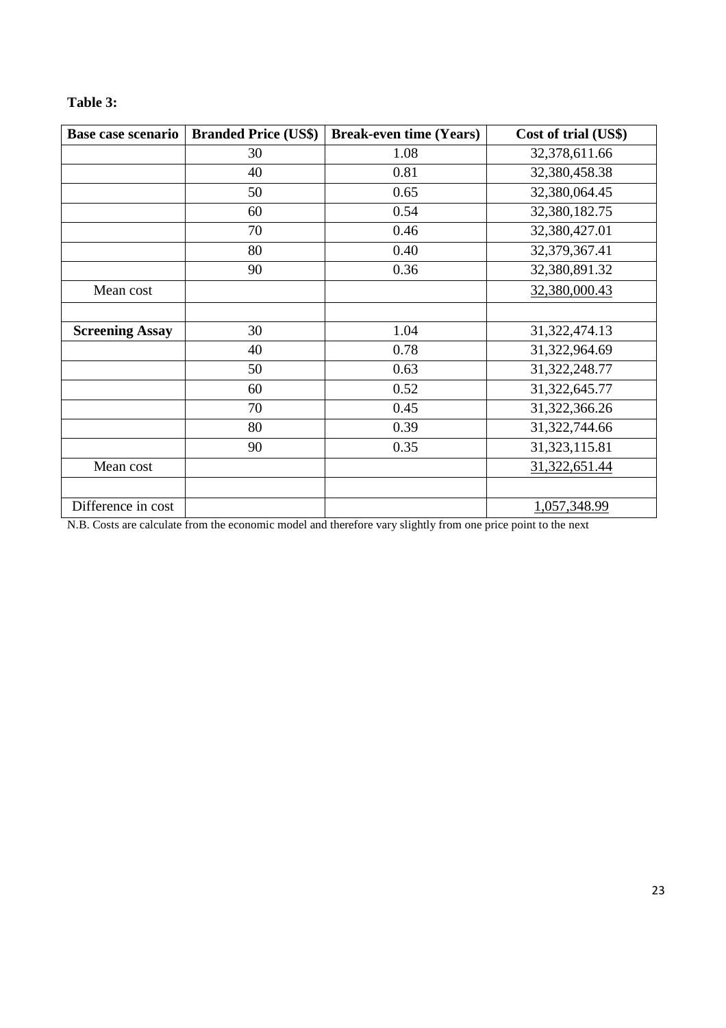**Table 3:**

| Base case scenario | Branded Price (US$) | Break-even time (Years) | Cost of trial (US$) |
|---|---|---|---|
| | 30 | 1.08 | 32,378,611.66 |
| | 40 | 0.81 | 32,380,458.38 |
| | 50 | 0.65 | 32,380,064.45 |
| | 60 | 0.54 | 32,380,182.75 |
| | 70 | 0.46 | 32,380,427.01 |
| | 80 | 0.40 | 32,379,367.41 |
| | 90 | 0.36 | 32,380,891.32 |
| Mean cost | | | 32,380,000.43 |
| | | | |
| **Screening Assay** | 30 | 1.04 | 31,322,474.13 |
| | 40 | 0.78 | 31,322,964.69 |
| | 50 | 0.63 | 31,322,248.77 |
| | 60 | 0.52 | 31,322,645.77 |
| | 70 | 0.45 | 31,322,366.26 |
| | 80 | 0.39 | 31,322,744.66 |
| | 90 | 0.35 | 31,323,115.81 |
| Mean cost | | | 31,322,651.44 |
| | | | |
| Difference in cost | | | 1,057,348.99 |

N.B. Costs are calculate from the economic model and therefore vary slightly from one price point to the next